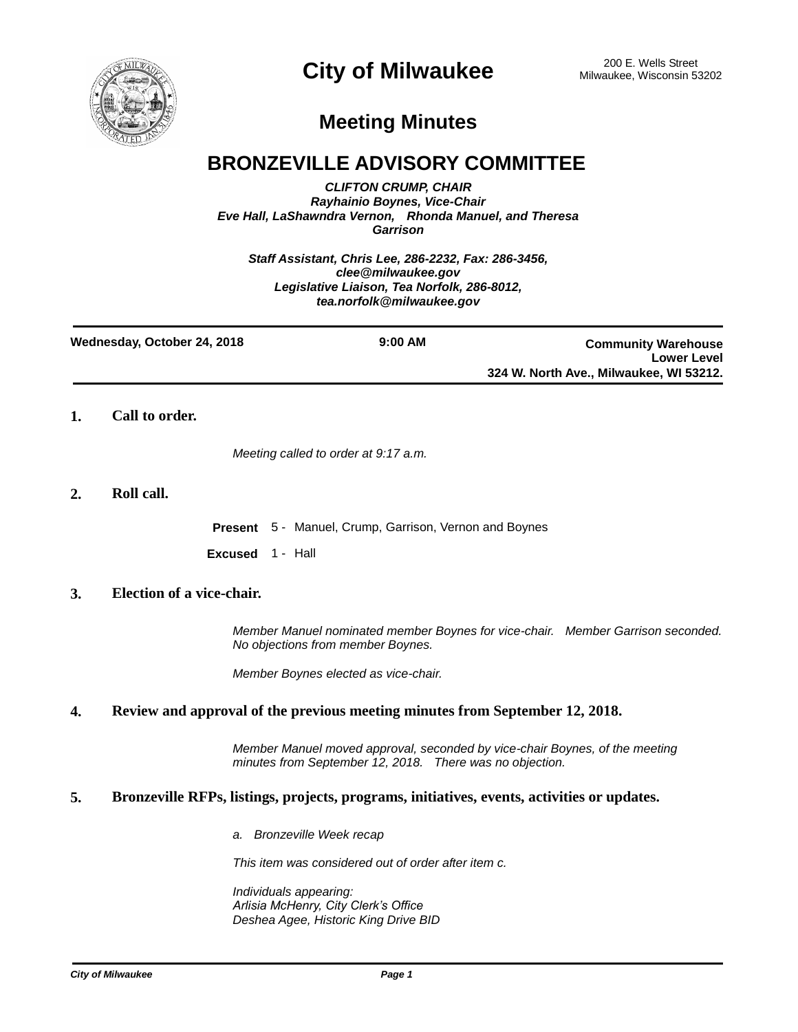# City of Milwaukee

200 E. Wells Street
Milwaukee, Wisconsin 53202

## Meeting Minutes

# BRONZEVILLE ADVISORY COMMITTEE

***CLIFTON CRUMP, CHAIR***
***Rayhainio Boynes, Vice-Chair***
***Eve Hall, LaShawndra Vernon, Rhonda Manuel, and Theresa Garrison***

***Staff Assistant, Chris Lee, 286-2232, Fax: 286-3456, clee@milwaukee.gov***
***Legislative Liaison, Tea Norfolk, 286-8012, tea.norfolk@milwaukee.gov***

**Wednesday, October 24, 2018** | **9:00 AM** | **Community Warehouse Lower Level 324 W. North Ave., Milwaukee, WI 53212.**

**1. Call to order.**

*Meeting called to order at 9:17 a.m.*

**2. Roll call.**

**Present** 5 - Manuel, Crump, Garrison, Vernon and Boynes

**Excused** 1 - Hall

**3. Election of a vice-chair.**

*Member Manuel nominated member Boynes for vice-chair. Member Garrison seconded. No objections from member Boynes.*

*Member Boynes elected as vice-chair.*

**4. Review and approval of the previous meeting minutes from September 12, 2018.**

*Member Manuel moved approval, seconded by vice-chair Boynes, of the meeting minutes from September 12, 2018. There was no objection.*

**5. Bronzeville RFPs, listings, projects, programs, initiatives, events, activities or updates.**

*a. Bronzeville Week recap*

*This item was considered out of order after item c.*

*Individuals appearing:*
*Arlisia McHenry, City Clerk's Office*
*Deshea Agee, Historic King Drive BID*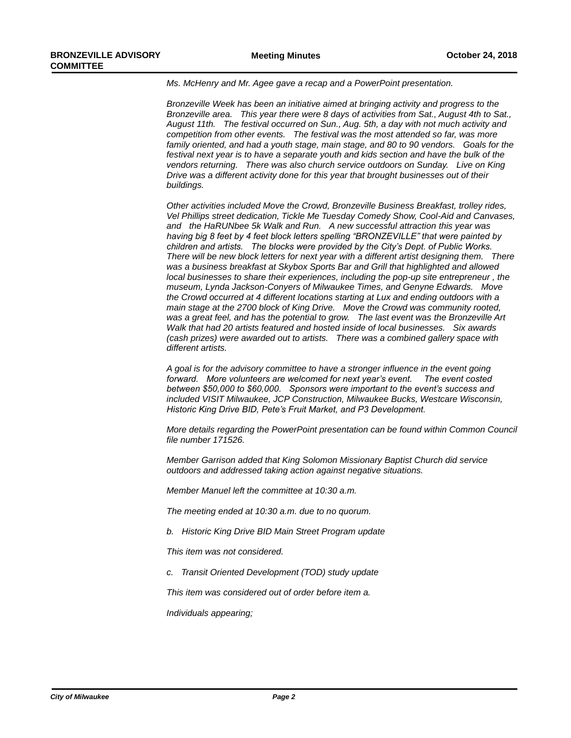*Ms. McHenry and Mr. Agee gave a recap and a PowerPoint presentation.*

*Bronzeville Week has been an initiative aimed at bringing activity and progress to the Bronzeville area. This year there were 8 days of activities from Sat., August 4th to Sat., August 11th. The festival occurred on Sun., Aug. 5th, a day with not much activity and competition from other events. The festival was the most attended so far, was more family oriented, and had a youth stage, main stage, and 80 to 90 vendors. Goals for the festival next year is to have a separate youth and kids section and have the bulk of the vendors returning. There was also church service outdoors on Sunday. Live on King Drive was a different activity done for this year that brought businesses out of their buildings.*

*Other activities included Move the Crowd, Bronzeville Business Breakfast, trolley rides, Vel Phillips street dedication, Tickle Me Tuesday Comedy Show, Cool-Aid and Canvases, and the HaRUNbee 5k Walk and Run. A new successful attraction this year was having big 8 feet by 4 feet block letters spelling "BRONZEVILLE" that were painted by children and artists. The blocks were provided by the City's Dept. of Public Works. There will be new block letters for next year with a different artist designing them. There was a business breakfast at Skybox Sports Bar and Grill that highlighted and allowed local businesses to share their experiences, including the pop-up site entrepreneur , the museum, Lynda Jackson-Conyers of Milwaukee Times, and Genyne Edwards. Move the Crowd occurred at 4 different locations starting at Lux and ending outdoors with a main stage at the 2700 block of King Drive. Move the Crowd was community rooted, was a great feel, and has the potential to grow. The last event was the Bronzeville Art Walk that had 20 artists featured and hosted inside of local businesses. Six awards (cash prizes) were awarded out to artists. There was a combined gallery space with different artists.*

*A goal is for the advisory committee to have a stronger influence in the event going forward. More volunteers are welcomed for next year's event. The event costed between $50,000 to $60,000. Sponsors were important to the event's success and included VISIT Milwaukee, JCP Construction, Milwaukee Bucks, Westcare Wisconsin, Historic King Drive BID, Pete's Fruit Market, and P3 Development.*

*More details regarding the PowerPoint presentation can be found within Common Council file number 171526.*

*Member Garrison added that King Solomon Missionary Baptist Church did service outdoors and addressed taking action against negative situations.*

*Member Manuel left the committee at 10:30 a.m.*

*The meeting ended at 10:30 a.m. due to no quorum.*

*b. Historic King Drive BID Main Street Program update*

*This item was not considered.*

*c. Transit Oriented Development (TOD) study update*

*This item was considered out of order before item a.*

*Individuals appearing;*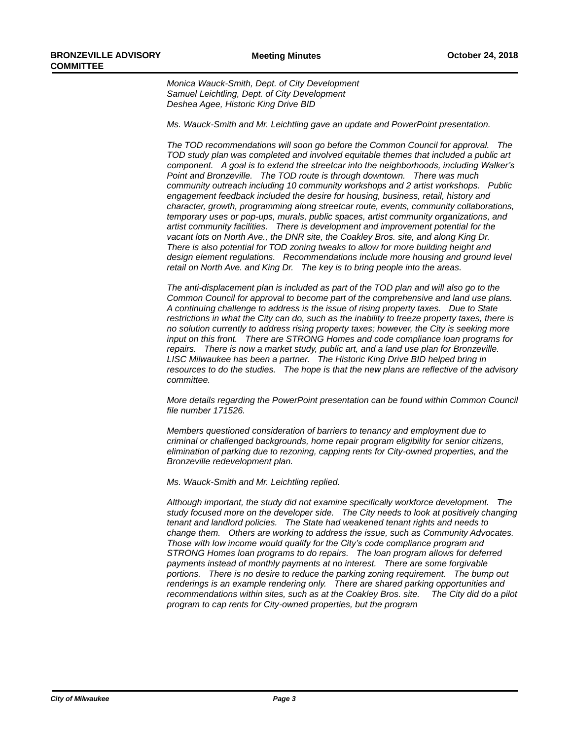*Monica Wauck-Smith, Dept. of City Development*
*Samuel Leichtling, Dept. of City Development*
*Deshea Agee, Historic King Drive BID*

*Ms. Wauck-Smith and Mr. Leichtling gave an update and PowerPoint presentation.*

*The TOD recommendations will soon go before the Common Council for approval. The TOD study plan was completed and involved equitable themes that included a public art component. A goal is to extend the streetcar into the neighborhoods, including Walker's Point and Bronzeville. The TOD route is through downtown. There was much community outreach including 10 community workshops and 2 artist workshops. Public engagement feedback included the desire for housing, business, retail, history and character, growth, programming along streetcar route, events, community collaborations, temporary uses or pop-ups, murals, public spaces, artist community organizations, and artist community facilities. There is development and improvement potential for the vacant lots on North Ave., the DNR site, the Coakley Bros. site, and along King Dr. There is also potential for TOD zoning tweaks to allow for more building height and design element regulations. Recommendations include more housing and ground level retail on North Ave. and King Dr. The key is to bring people into the areas.*

*The anti-displacement plan is included as part of the TOD plan and will also go to the Common Council for approval to become part of the comprehensive and land use plans. A continuing challenge to address is the issue of rising property taxes. Due to State restrictions in what the City can do, such as the inability to freeze property taxes, there is no solution currently to address rising property taxes; however, the City is seeking more input on this front. There are STRONG Homes and code compliance loan programs for repairs. There is now a market study, public art, and a land use plan for Bronzeville. LISC Milwaukee has been a partner. The Historic King Drive BID helped bring in resources to do the studies. The hope is that the new plans are reflective of the advisory committee.*

*More details regarding the PowerPoint presentation can be found within Common Council file number 171526.*

*Members questioned consideration of barriers to tenancy and employment due to criminal or challenged backgrounds, home repair program eligibility for senior citizens, elimination of parking due to rezoning, capping rents for City-owned properties, and the Bronzeville redevelopment plan.*

*Ms. Wauck-Smith and Mr. Leichtling replied.*

*Although important, the study did not examine specifically workforce development. The study focused more on the developer side. The City needs to look at positively changing tenant and landlord policies. The State had weakened tenant rights and needs to change them. Others are working to address the issue, such as Community Advocates. Those with low income would qualify for the City's code compliance program and STRONG Homes loan programs to do repairs. The loan program allows for deferred payments instead of monthly payments at no interest. There are some forgivable portions. There is no desire to reduce the parking zoning requirement. The bump out renderings is an example rendering only. There are shared parking opportunities and recommendations within sites, such as at the Coakley Bros. site. The City did do a pilot program to cap rents for City-owned properties, but the program*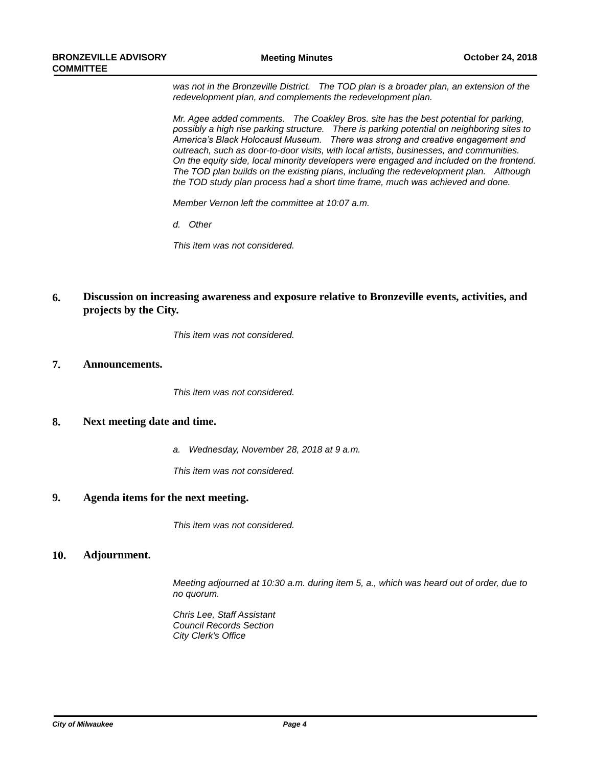*was not in the Bronzeville District. The TOD plan is a broader plan, an extension of the redevelopment plan, and complements the redevelopment plan.*

*Mr. Agee added comments. The Coakley Bros. site has the best potential for parking, possibly a high rise parking structure. There is parking potential on neighboring sites to America's Black Holocaust Museum. There was strong and creative engagement and outreach, such as door-to-door visits, with local artists, businesses, and communities. On the equity side, local minority developers were engaged and included on the frontend. The TOD plan builds on the existing plans, including the redevelopment plan. Although the TOD study plan process had a short time frame, much was achieved and done.*

*Member Vernon left the committee at 10:07 a.m.*

*d. Other*

*This item was not considered.*

**6. Discussion on increasing awareness and exposure relative to Bronzeville events, activities, and projects by the City.**

*This item was not considered.*

**7. Announcements.**

*This item was not considered.*

**8. Next meeting date and time.**

*a. Wednesday, November 28, 2018 at 9 a.m.*

*This item was not considered.*

**9. Agenda items for the next meeting.**

*This item was not considered.*

**10. Adjournment.**

*Meeting adjourned at 10:30 a.m. during item 5, a., which was heard out of order, due to no quorum.*

*Chris Lee, Staff Assistant*
*Council Records Section*
*City Clerk's Office*